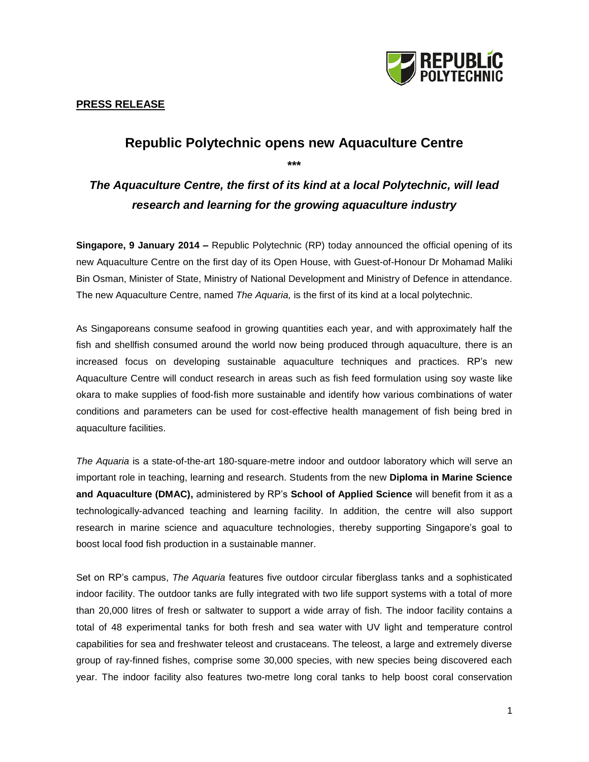**PRESS RELEASE**

# Republic Polytechnic opens new Aquaculture Centre

***

## *The Aquaculture Centre, the first of its kind at a local Polytechnic, will lead research and learning for the growing aquaculture industry*

**Singapore, 9 January 2014 –** Republic Polytechnic (RP) today announced the official opening of its new Aquaculture Centre on the first day of its Open House, with Guest-of-Honour Dr Mohamad Maliki Bin Osman, Minister of State, Ministry of National Development and Ministry of Defence in attendance. The new Aquaculture Centre, named *The Aquaria,* is the first of its kind at a local polytechnic.

As Singaporeans consume seafood in growing quantities each year, and with approximately half the fish and shellfish consumed around the world now being produced through aquaculture, there is an increased focus on developing sustainable aquaculture techniques and practices. RP's new Aquaculture Centre will conduct research in areas such as fish feed formulation using soy waste like okara to make supplies of food-fish more sustainable and identify how various combinations of water conditions and parameters can be used for cost-effective health management of fish being bred in aquaculture facilities.

*The Aquaria* is a state-of-the-art 180-square-metre indoor and outdoor laboratory which will serve an important role in teaching, learning and research. Students from the new **Diploma in Marine Science and Aquaculture (DMAC),** administered by RP's **School of Applied Science** will benefit from it as a technologically-advanced teaching and learning facility. In addition, the centre will also support research in marine science and aquaculture technologies, thereby supporting Singapore's goal to boost local food fish production in a sustainable manner.

Set on RP's campus, *The Aquaria* features five outdoor circular fiberglass tanks and a sophisticated indoor facility. The outdoor tanks are fully integrated with two life support systems with a total of more than 20,000 litres of fresh or saltwater to support a wide array of fish. The indoor facility contains a total of 48 experimental tanks for both fresh and sea water with UV light and temperature control capabilities for sea and freshwater teleost and crustaceans. The teleost, a large and extremely diverse group of ray-finned fishes, comprise some 30,000 species, with new species being discovered each year. The indoor facility also features two-metre long coral tanks to help boost coral conservation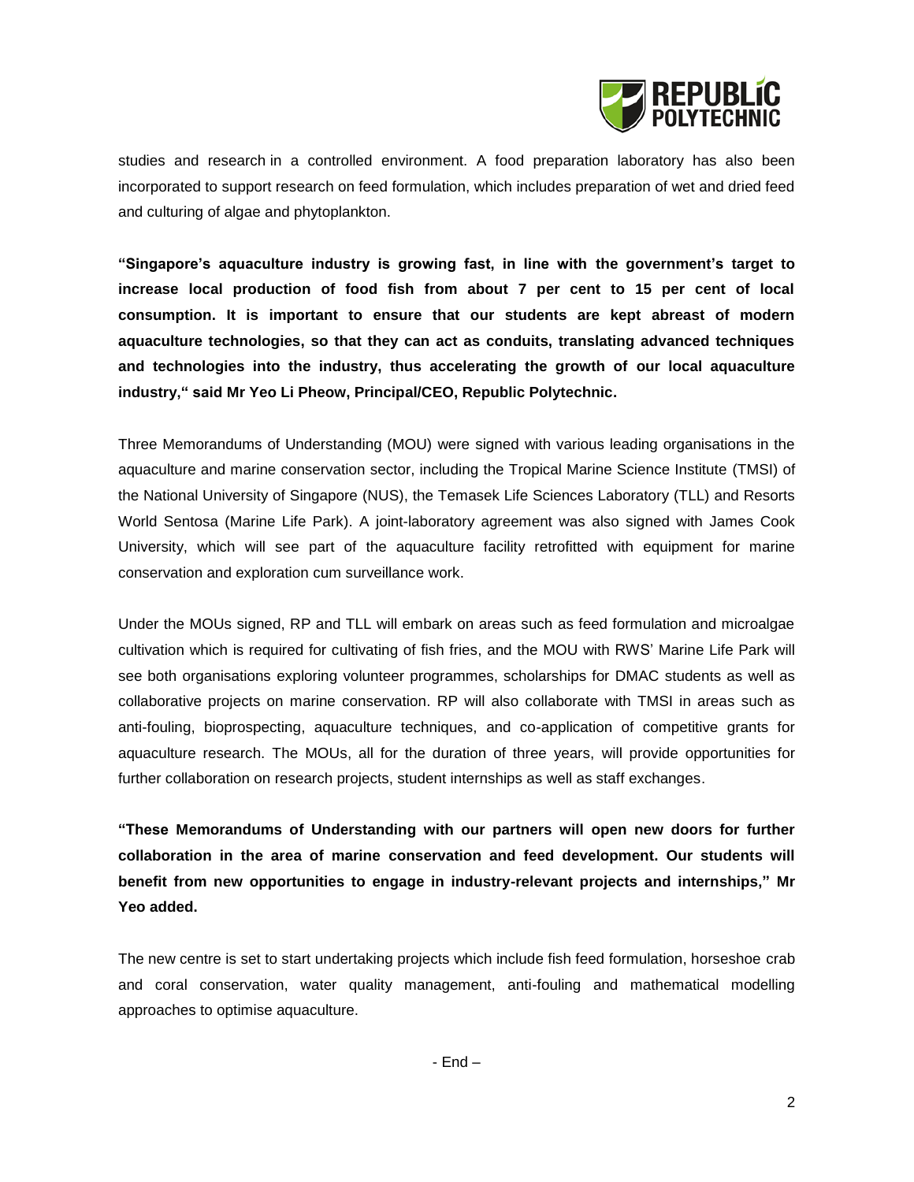studies and research in a controlled environment. A food preparation laboratory has also been incorporated to support research on feed formulation, which includes preparation of wet and dried feed and culturing of algae and phytoplankton.

**"Singapore's aquaculture industry is growing fast, in line with the government's target to increase local production of food fish from about 7 per cent to 15 per cent of local consumption. It is important to ensure that our students are kept abreast of modern aquaculture technologies, so that they can act as conduits, translating advanced techniques and technologies into the industry, thus accelerating the growth of our local aquaculture industry," said Mr Yeo Li Pheow, Principal/CEO, Republic Polytechnic.**

Three Memorandums of Understanding (MOU) were signed with various leading organisations in the aquaculture and marine conservation sector, including the Tropical Marine Science Institute (TMSI) of the National University of Singapore (NUS), the Temasek Life Sciences Laboratory (TLL) and Resorts World Sentosa (Marine Life Park). A joint-laboratory agreement was also signed with James Cook University, which will see part of the aquaculture facility retrofitted with equipment for marine conservation and exploration cum surveillance work.

Under the MOUs signed, RP and TLL will embark on areas such as feed formulation and microalgae cultivation which is required for cultivating of fish fries, and the MOU with RWS' Marine Life Park will see both organisations exploring volunteer programmes, scholarships for DMAC students as well as collaborative projects on marine conservation. RP will also collaborate with TMSI in areas such as anti-fouling, bioprospecting, aquaculture techniques, and co-application of competitive grants for aquaculture research. The MOUs, all for the duration of three years, will provide opportunities for further collaboration on research projects, student internships as well as staff exchanges.

**"These Memorandums of Understanding with our partners will open new doors for further collaboration in the area of marine conservation and feed development. Our students will benefit from new opportunities to engage in industry-relevant projects and internships," Mr Yeo added.**

The new centre is set to start undertaking projects which include fish feed formulation, horseshoe crab and coral conservation, water quality management, anti-fouling and mathematical modelling approaches to optimise aquaculture.

- End –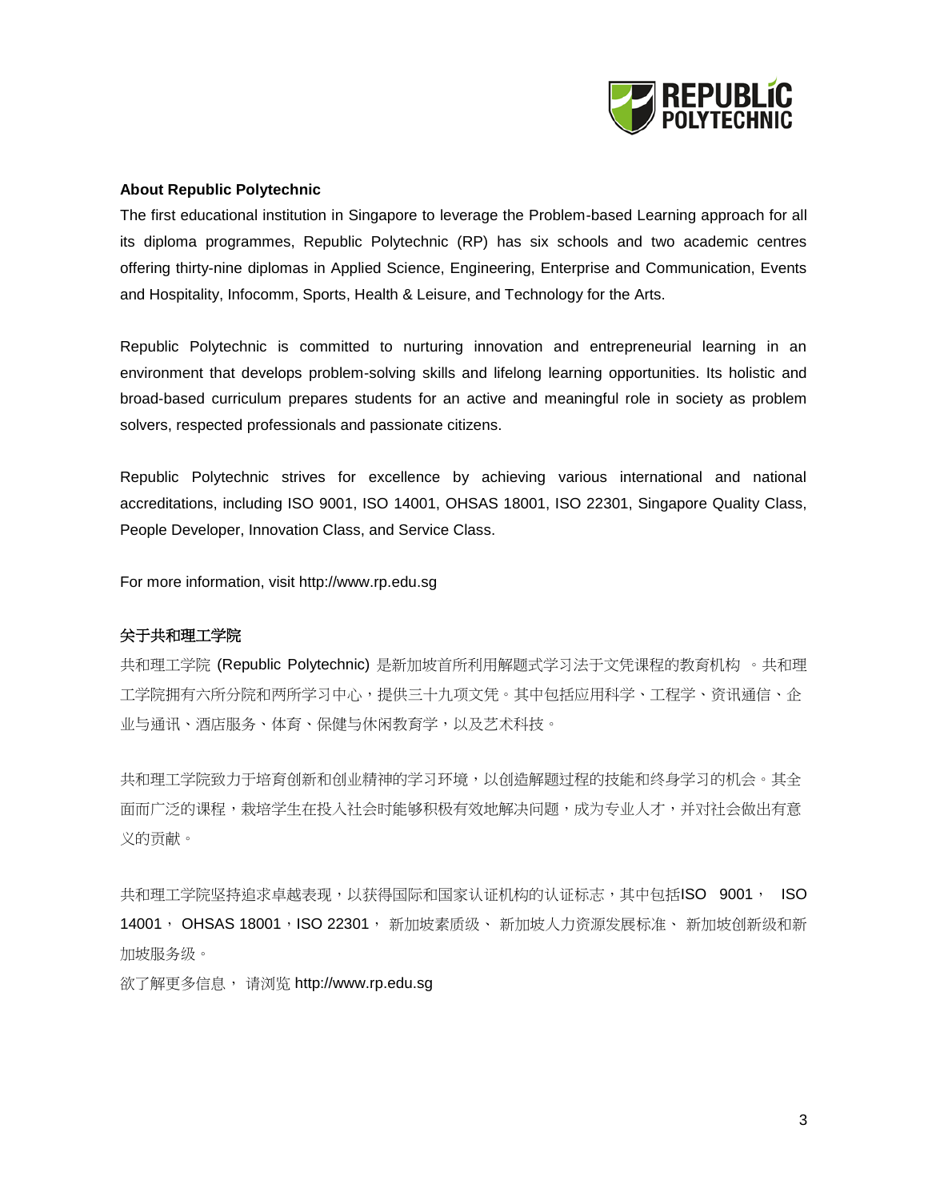**About Republic Polytechnic**

The first educational institution in Singapore to leverage the Problem-based Learning approach for all its diploma programmes, Republic Polytechnic (RP) has six schools and two academic centres offering thirty-nine diplomas in Applied Science, Engineering, Enterprise and Communication, Events and Hospitality, Infocomm, Sports, Health & Leisure, and Technology for the Arts.

Republic Polytechnic is committed to nurturing innovation and entrepreneurial learning in an environment that develops problem-solving skills and lifelong learning opportunities. Its holistic and broad-based curriculum prepares students for an active and meaningful role in society as problem solvers, respected professionals and passionate citizens.

Republic Polytechnic strives for excellence by achieving various international and national accreditations, including ISO 9001, ISO 14001, OHSAS 18001, ISO 22301, Singapore Quality Class, People Developer, Innovation Class, and Service Class.

For more information, visit http://www.rp.edu.sg

**关于共和理工学院**

共和理工学院 (Republic Polytechnic) 是新加坡首所利用解题式学习法于文凭课程的教育机构 。共和理工学院拥有六所分院和两所学习中心，提供三十九项文凭。其中包括应用科学、工程学、资讯通信、企业与通讯、酒店服务、体育、保健与休闲教育学，以及艺术科技。

共和理工学院致力于培育创新和创业精神的学习环境，以创造解题过程的技能和终身学习的机会。其全面而广泛的课程，栽培学生在投入社会时能够积极有效地解决问题，成为专业人才，并对社会做出有意义的贡献。

共和理工学院坚持追求卓越表现，以获得国际和国家认证机构的认证标志，其中包括ISO 9001， ISO 14001， OHSAS 18001，ISO 22301， 新加坡素质级、 新加坡人力资源发展标准、 新加坡创新级和新加坡服务级。

欲了解更多信息， 请浏览 http://www.rp.edu.sg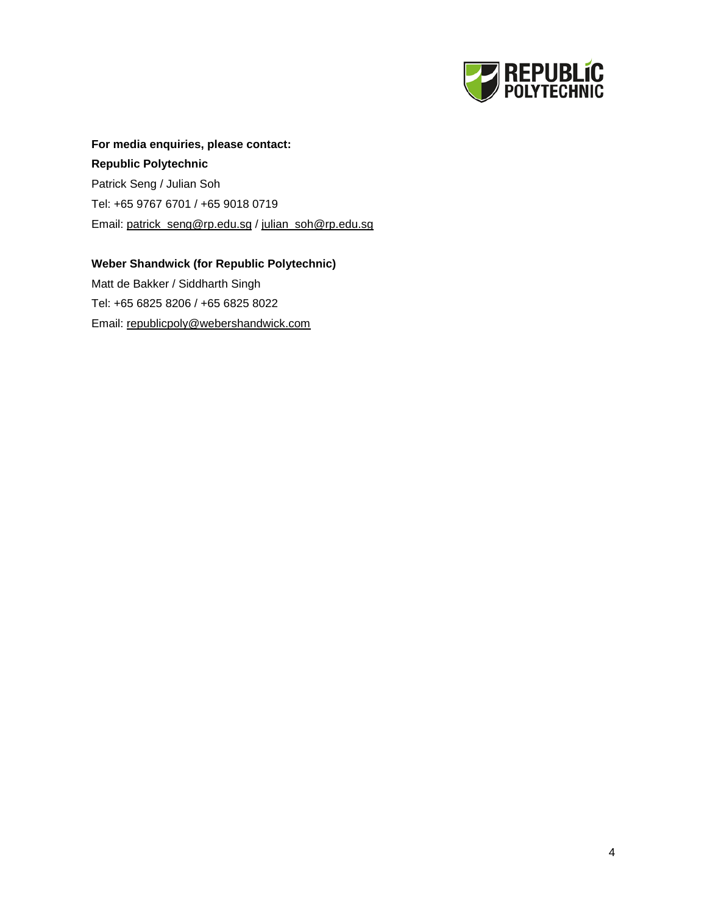**For media enquiries, please contact:**

**Republic Polytechnic**

Patrick Seng / Julian Soh

Tel: +65 9767 6701 / +65 9018 0719

Email: patrick_seng@rp.edu.sg / julian_soh@rp.edu.sg

**Weber Shandwick (for Republic Polytechnic)**

Matt de Bakker / Siddharth Singh

Tel: +65 6825 8206 / +65 6825 8022

Email: republicpoly@webershandwick.com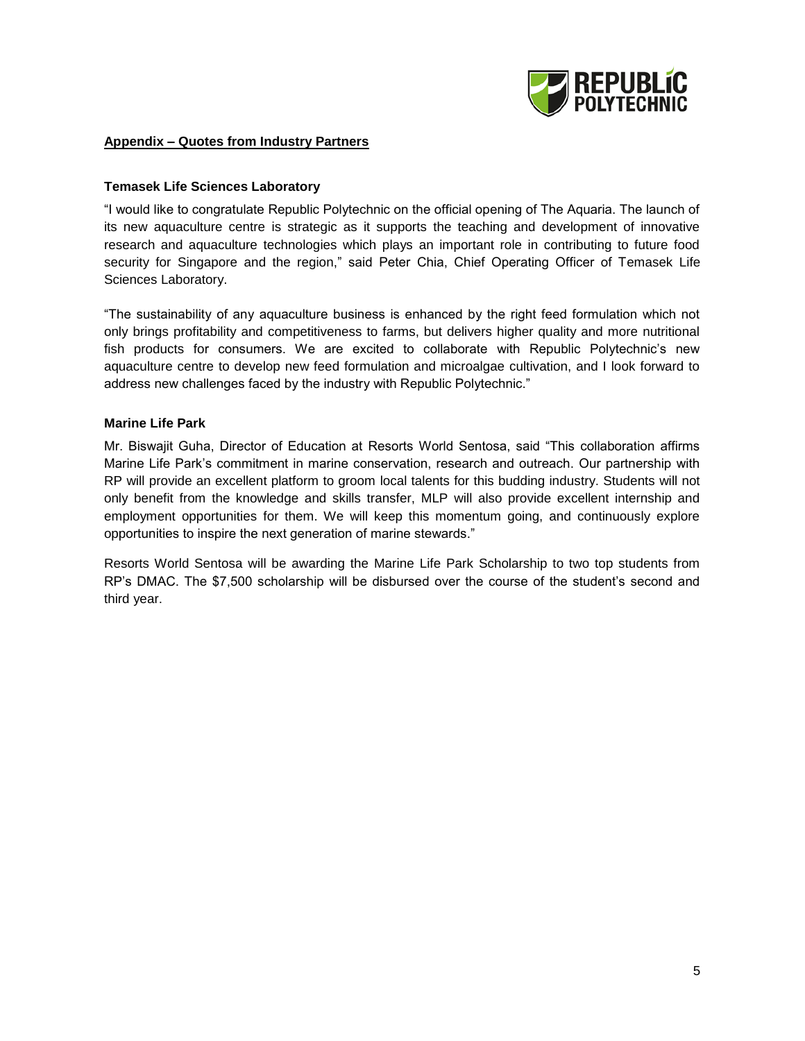## Appendix – Quotes from Industry Partners

### Temasek Life Sciences Laboratory

"I would like to congratulate Republic Polytechnic on the official opening of The Aquaria. The launch of its new aquaculture centre is strategic as it supports the teaching and development of innovative research and aquaculture technologies which plays an important role in contributing to future food security for Singapore and the region," said Peter Chia, Chief Operating Officer of Temasek Life Sciences Laboratory.

"The sustainability of any aquaculture business is enhanced by the right feed formulation which not only brings profitability and competitiveness to farms, but delivers higher quality and more nutritional fish products for consumers. We are excited to collaborate with Republic Polytechnic's new aquaculture centre to develop new feed formulation and microalgae cultivation, and I look forward to address new challenges faced by the industry with Republic Polytechnic."

### Marine Life Park

Mr. Biswajit Guha, Director of Education at Resorts World Sentosa, said "This collaboration affirms Marine Life Park's commitment in marine conservation, research and outreach. Our partnership with RP will provide an excellent platform to groom local talents for this budding industry. Students will not only benefit from the knowledge and skills transfer, MLP will also provide excellent internship and employment opportunities for them. We will keep this momentum going, and continuously explore opportunities to inspire the next generation of marine stewards."

Resorts World Sentosa will be awarding the Marine Life Park Scholarship to two top students from RP's DMAC. The $7,500 scholarship will be disbursed over the course of the student's second and third year.